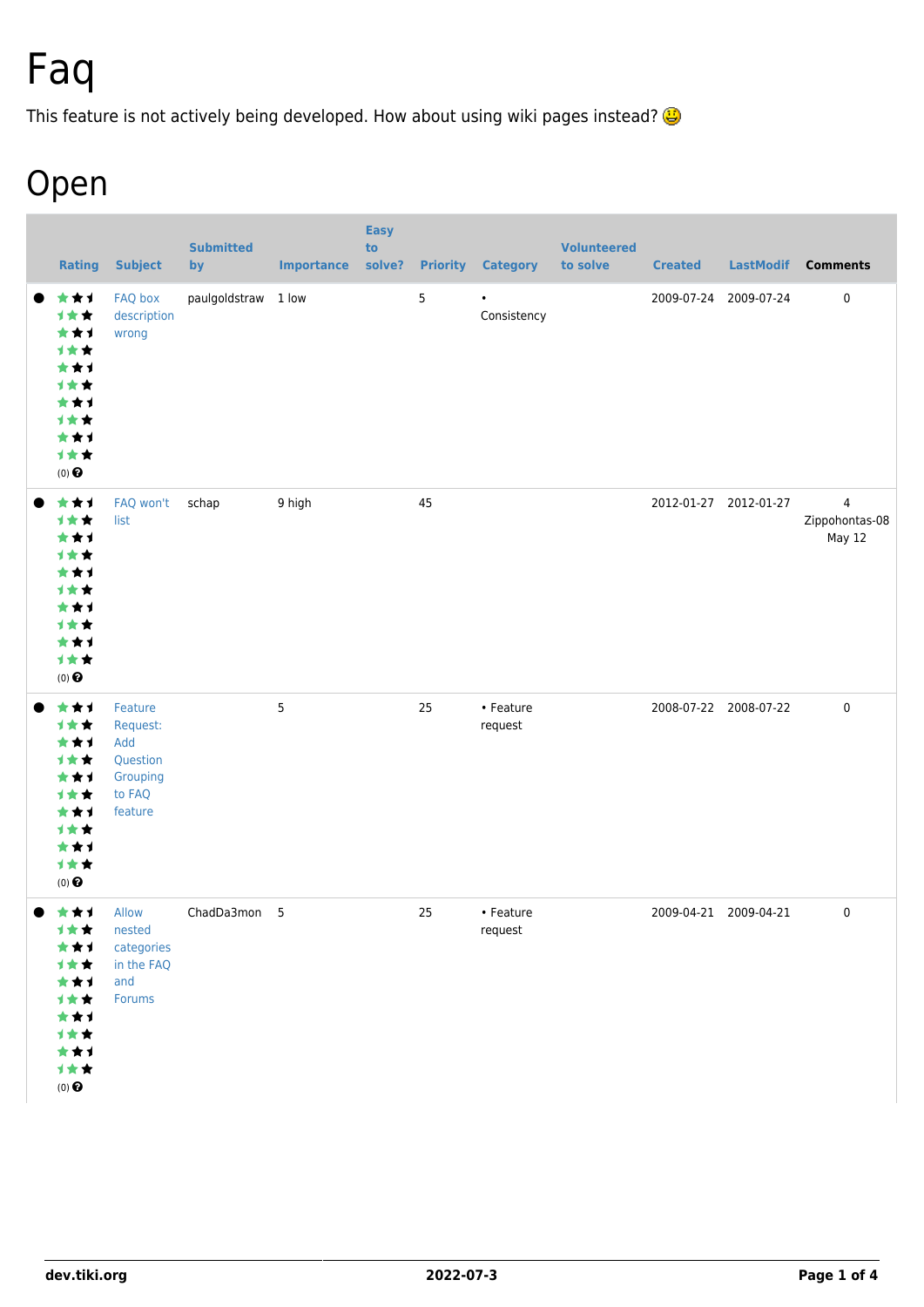# Faq

This feature is not actively being developed. How about using wiki pages instead? 😃

# Open

| | Rating | Subject | Submitted by | Importance | Easy to solve? | Priority | Category | Volunteered to solve | Created | LastModif | Comments |
|---|---|---|---|---|---|---|---|---|---|---|---|
| ● | (0) | FAQ box description wrong | paulgoldstraw | 1 low | | 5 | • Consistency | | 2009-07-24 | 2009-07-24 | 0 |
| ● | (0) | FAQ won't list | schap | 9 high | | 45 | | | 2012-01-27 | 2012-01-27 | 4 Zippohontas-08 May 12 |
| ● | (0) | Feature Request: Add Question Grouping to FAQ feature | | 5 | | 25 | • Feature request | | 2008-07-22 | 2008-07-22 | 0 |
| ● | (0) | Allow nested categories in the FAQ and Forums | ChadDa3mon | 5 | | 25 | • Feature request | | 2009-04-21 | 2009-04-21 | 0 |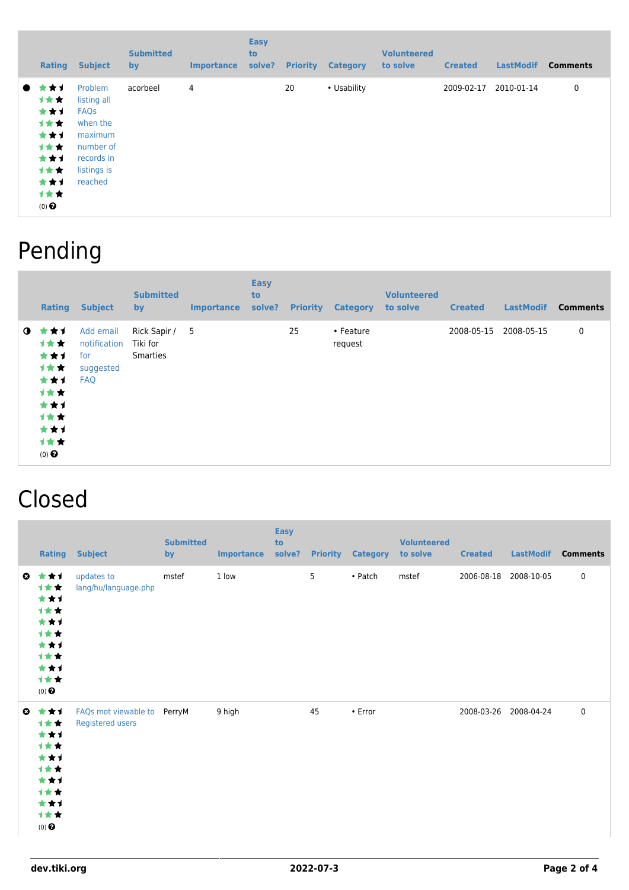| | Rating | Subject | Submitted by | Importance | Easy to solve? | Priority | Category | Volunteered to solve | Created | LastModif | Comments |
|---|---|---|---|---|---|---|---|---|---|---|---|
| ● | (0) | Problem listing all FAQs when the maximum number of records in listings is reached | acorbeel | 4 | | 20 | • Usability | | 2009-02-17 | 2010-01-14 | 0 |

# Pending

| | Rating | Subject | Submitted by | Importance | Easy to solve? | Priority | Category | Volunteered to solve | Created | LastModif | Comments |
|---|---|---|---|---|---|---|---|---|---|---|---|
| ◑ | (0) | Add email notification for suggested FAQ | Rick Sapir / Tiki for Smarties | 5 | | 25 | • Feature request | | 2008-05-15 | 2008-05-15 | 0 |

# Closed

| | Rating | Subject | Submitted by | Importance | Easy to solve? | Priority | Category | Volunteered to solve | Created | LastModif | Comments |
|---|---|---|---|---|---|---|---|---|---|---|---|
| ✖ | (0) | updates to lang/hu/language.php | mstef | 1 low | | 5 | • Patch | mstef | 2006-08-18 | 2008-10-05 | 0 |
| ✖ | (0) | FAQs mot viewable to Registered users | PerryM | 9 high | | 45 | • Error | | 2008-03-26 | 2008-04-24 | 0 |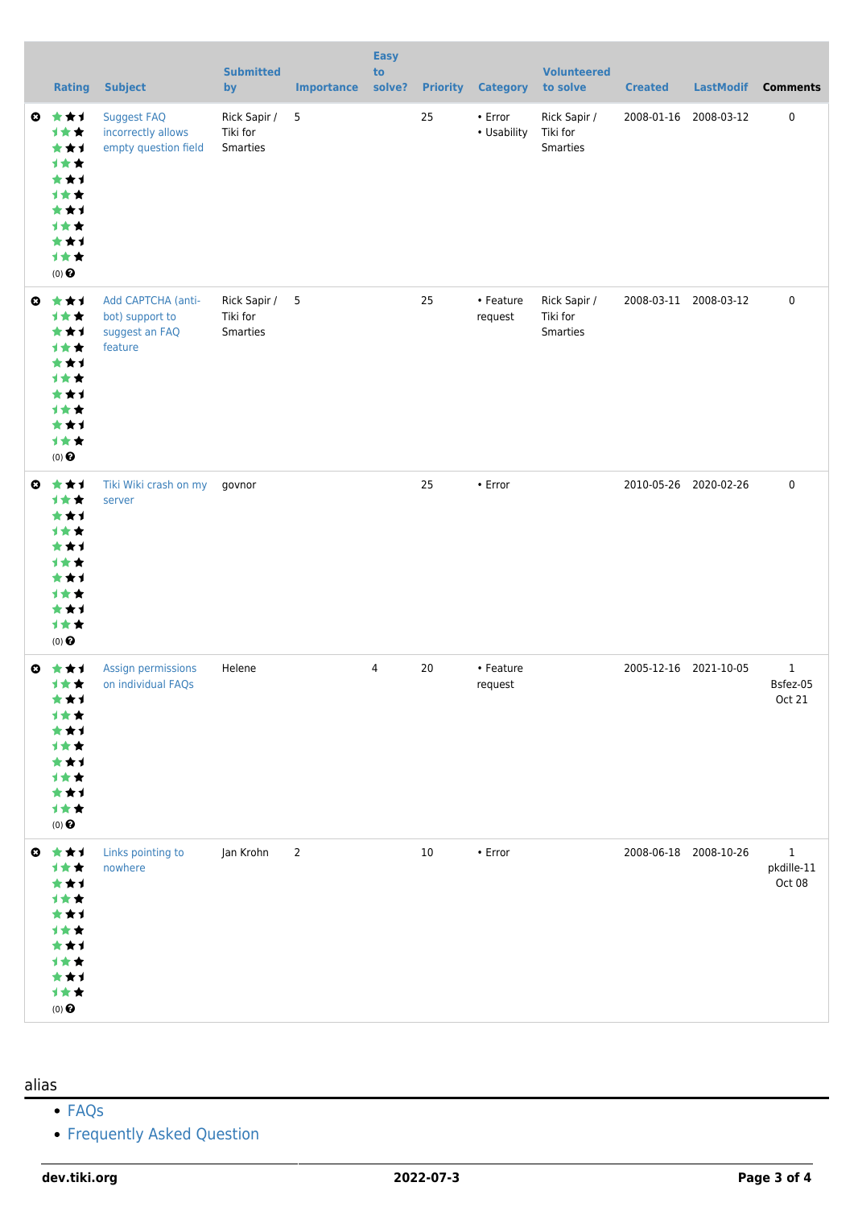| | Rating | Subject | Submitted by | Importance | Easy to solve? | Priority | Category | Volunteered to solve | Created | LastModif | Comments |
|---|---|---|---|---|---|---|---|---|---|---|---|
| | (0) | Suggest FAQ incorrectly allows empty question field | Rick Sapir / Tiki for Smarties | 5 | | 25 | • Error • Usability | Rick Sapir / Tiki for Smarties | 2008-01-16 | 2008-03-12 | 0 |
| | (0) | Add CAPTCHA (anti-bot) support to suggest an FAQ feature | Rick Sapir / Tiki for Smarties | 5 | | 25 | • Feature request | Rick Sapir / Tiki for Smarties | 2008-03-11 | 2008-03-12 | 0 |
| | (0) | Tiki Wiki crash on my server | govnor | | | 25 | • Error | | 2010-05-26 | 2020-02-26 | 0 |
| | (0) | Assign permissions on individual FAQs | Helene | | 4 | 20 | • Feature request | | 2005-12-16 | 2021-10-05 | 1 Bsfez-05 Oct 21 |
| | (0) | Links pointing to nowhere | Jan Krohn | 2 | | 10 | • Error | | 2008-06-18 | 2008-10-26 | 1 pkdille-11 Oct 08 |

## alias

- FAQs
- Frequently Asked Question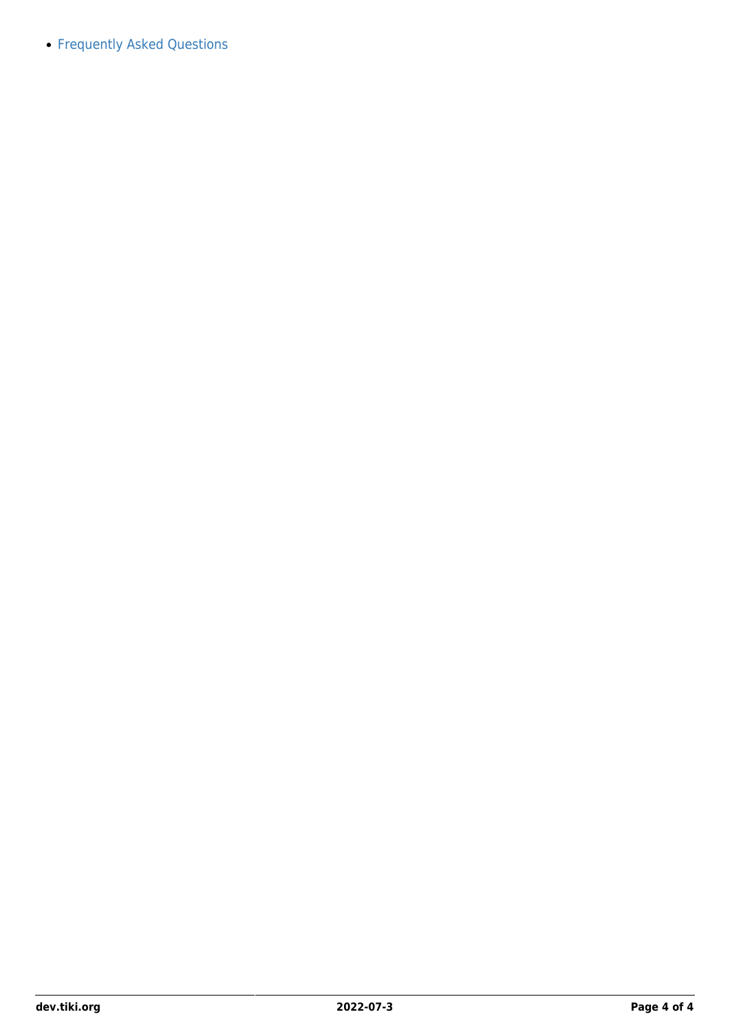- Frequently Asked Questions